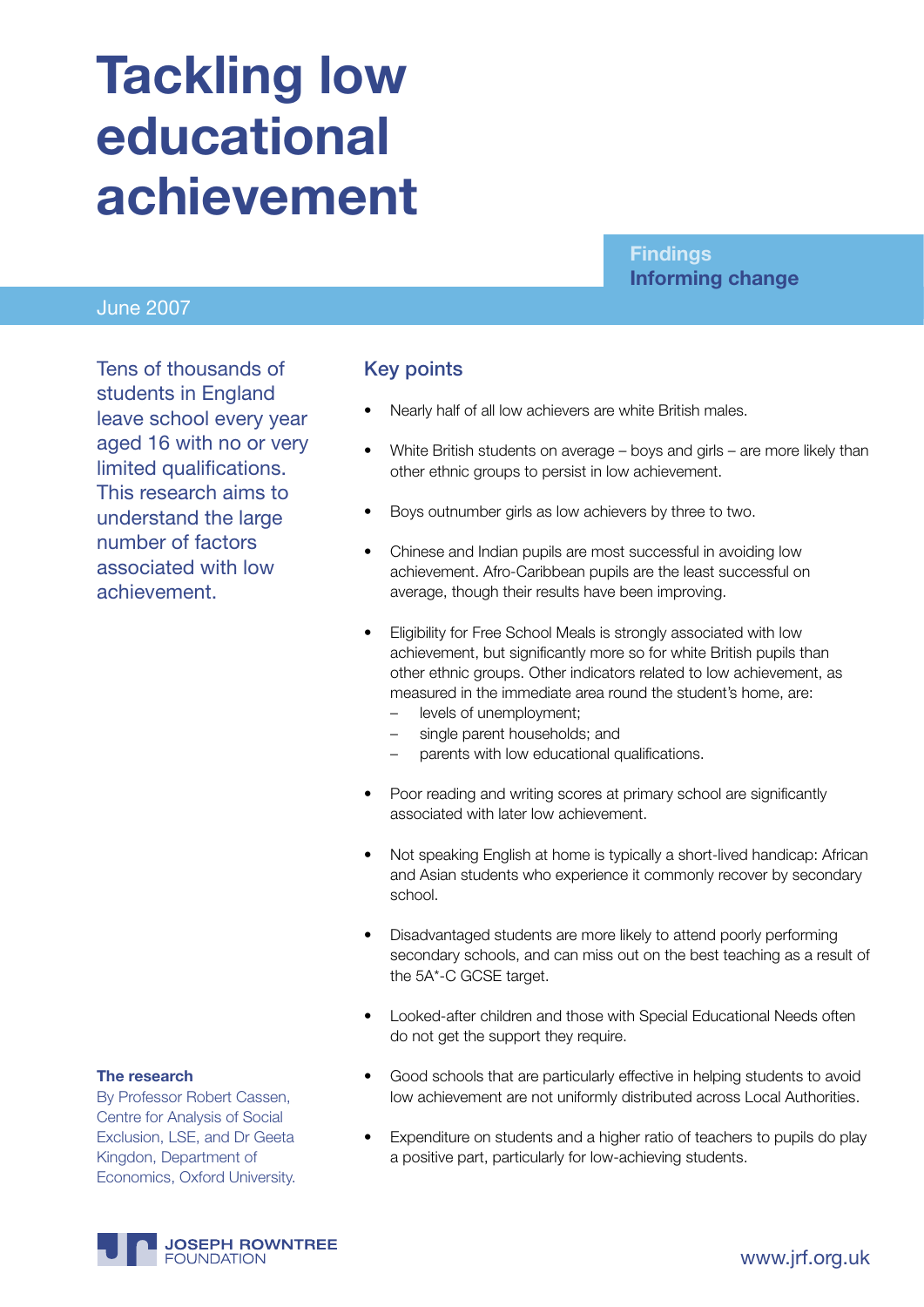# Tackling low educational achievement

**Findings**
**Informing change**

June 2007

Tens of thousands of students in England leave school every year aged 16 with no or very limited qualifications. This research aims to understand the large number of factors associated with low achievement.

## Key points

- Nearly half of all low achievers are white British males.
- White British students on average – boys and girls – are more likely than other ethnic groups to persist in low achievement.
- Boys outnumber girls as low achievers by three to two.
- Chinese and Indian pupils are most successful in avoiding low achievement. Afro-Caribbean pupils are the least successful on average, though their results have been improving.
- Eligibility for Free School Meals is strongly associated with low achievement, but significantly more so for white British pupils than other ethnic groups. Other indicators related to low achievement, as measured in the immediate area round the student's home, are:
  - levels of unemployment;
  - single parent households; and
  - parents with low educational qualifications.
- Poor reading and writing scores at primary school are significantly associated with later low achievement.
- Not speaking English at home is typically a short-lived handicap: African and Asian students who experience it commonly recover by secondary school.
- Disadvantaged students are more likely to attend poorly performing secondary schools, and can miss out on the best teaching as a result of the 5A*-C GCSE target.
- Looked-after children and those with Special Educational Needs often do not get the support they require.
- Good schools that are particularly effective in helping students to avoid low achievement are not uniformly distributed across Local Authorities.
- Expenditure on students and a higher ratio of teachers to pupils do play a positive part, particularly for low-achieving students.

**The research**

By Professor Robert Cassen, Centre for Analysis of Social Exclusion, LSE, and Dr Geeta Kingdon, Department of Economics, Oxford University.

JOSEPH ROWNTREE FOUNDATION

www.jrf.org.uk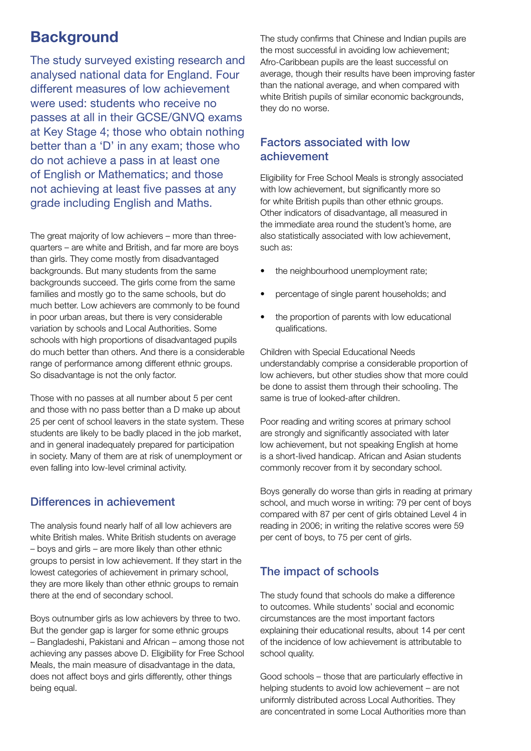## Background

The study surveyed existing research and analysed national data for England. Four different measures of low achievement were used: students who receive no passes at all in their GCSE/GNVQ exams at Key Stage 4; those who obtain nothing better than a 'D' in any exam; those who do not achieve a pass in at least one of English or Mathematics; and those not achieving at least five passes at any grade including English and Maths.

The great majority of low achievers – more than three-quarters – are white and British, and far more are boys than girls. They come mostly from disadvantaged backgrounds. But many students from the same backgrounds succeed. The girls come from the same families and mostly go to the same schools, but do much better. Low achievers are commonly to be found in poor urban areas, but there is very considerable variation by schools and Local Authorities. Some schools with high proportions of disadvantaged pupils do much better than others. And there is a considerable range of performance among different ethnic groups. So disadvantage is not the only factor.

Those with no passes at all number about 5 per cent and those with no pass better than a D make up about 25 per cent of school leavers in the state system. These students are likely to be badly placed in the job market, and in general inadequately prepared for participation in society. Many of them are at risk of unemployment or even falling into low-level criminal activity.

### Differences in achievement

The analysis found nearly half of all low achievers are white British males. White British students on average – boys and girls – are more likely than other ethnic groups to persist in low achievement. If they start in the lowest categories of achievement in primary school, they are more likely than other ethnic groups to remain there at the end of secondary school.

Boys outnumber girls as low achievers by three to two. But the gender gap is larger for some ethnic groups – Bangladeshi, Pakistani and African – among those not achieving any passes above D. Eligibility for Free School Meals, the main measure of disadvantage in the data, does not affect boys and girls differently, other things being equal.

The study confirms that Chinese and Indian pupils are the most successful in avoiding low achievement; Afro-Caribbean pupils are the least successful on average, though their results have been improving faster than the national average, and when compared with white British pupils of similar economic backgrounds, they do no worse.

### Factors associated with low achievement

Eligibility for Free School Meals is strongly associated with low achievement, but significantly more so for white British pupils than other ethnic groups. Other indicators of disadvantage, all measured in the immediate area round the student's home, are also statistically associated with low achievement, such as:

- the neighbourhood unemployment rate;
- percentage of single parent households; and
- the proportion of parents with low educational qualifications.

Children with Special Educational Needs understandably comprise a considerable proportion of low achievers, but other studies show that more could be done to assist them through their schooling. The same is true of looked-after children.

Poor reading and writing scores at primary school are strongly and significantly associated with later low achievement, but not speaking English at home is a short-lived handicap. African and Asian students commonly recover from it by secondary school.

Boys generally do worse than girls in reading at primary school, and much worse in writing: 79 per cent of boys compared with 87 per cent of girls obtained Level 4 in reading in 2006; in writing the relative scores were 59 per cent of boys, to 75 per cent of girls.

### The impact of schools

The study found that schools do make a difference to outcomes. While students' social and economic circumstances are the most important factors explaining their educational results, about 14 per cent of the incidence of low achievement is attributable to school quality.

Good schools – those that are particularly effective in helping students to avoid low achievement – are not uniformly distributed across Local Authorities. They are concentrated in some Local Authorities more than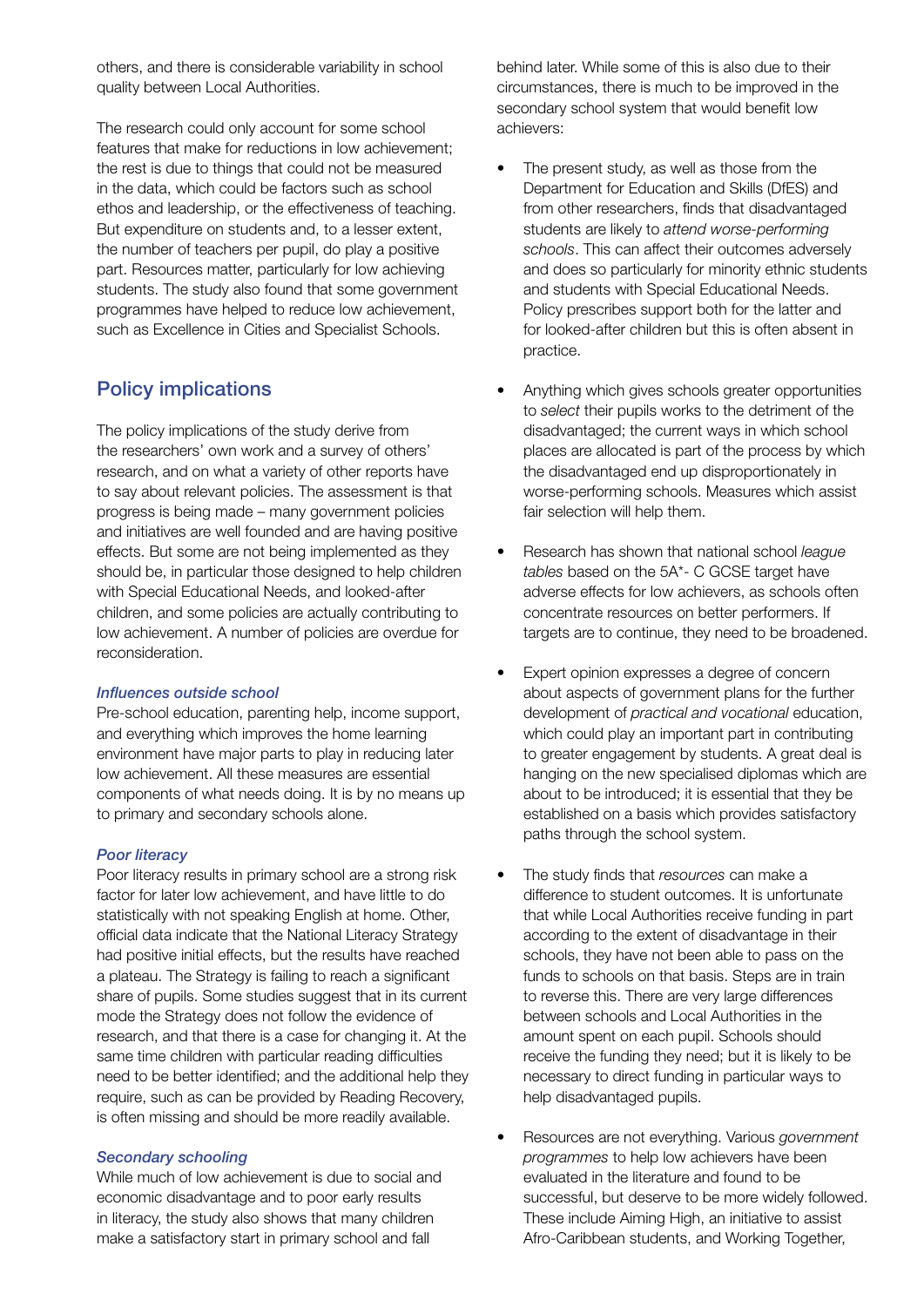others, and there is considerable variability in school quality between Local Authorities.

The research could only account for some school features that make for reductions in low achievement; the rest is due to things that could not be measured in the data, which could be factors such as school ethos and leadership, or the effectiveness of teaching. But expenditure on students and, to a lesser extent, the number of teachers per pupil, do play a positive part. Resources matter, particularly for low achieving students. The study also found that some government programmes have helped to reduce low achievement, such as Excellence in Cities and Specialist Schools.

## Policy implications

The policy implications of the study derive from the researchers' own work and a survey of others' research, and on what a variety of other reports have to say about relevant policies. The assessment is that progress is being made – many government policies and initiatives are well founded and are having positive effects. But some are not being implemented as they should be, in particular those designed to help children with Special Educational Needs, and looked-after children, and some policies are actually contributing to low achievement. A number of policies are overdue for reconsideration.

### *Influences outside school*

Pre-school education, parenting help, income support, and everything which improves the home learning environment have major parts to play in reducing later low achievement. All these measures are essential components of what needs doing. It is by no means up to primary and secondary schools alone.

### *Poor literacy*

Poor literacy results in primary school are a strong risk factor for later low achievement, and have little to do statistically with not speaking English at home. Other, official data indicate that the National Literacy Strategy had positive initial effects, but the results have reached a plateau. The Strategy is failing to reach a significant share of pupils. Some studies suggest that in its current mode the Strategy does not follow the evidence of research, and that there is a case for changing it. At the same time children with particular reading difficulties need to be better identified; and the additional help they require, such as can be provided by Reading Recovery, is often missing and should be more readily available.

### *Secondary schooling*

While much of low achievement is due to social and economic disadvantage and to poor early results in literacy, the study also shows that many children make a satisfactory start in primary school and fall behind later. While some of this is also due to their circumstances, there is much to be improved in the secondary school system that would benefit low achievers:

- The present study, as well as those from the Department for Education and Skills (DfES) and from other researchers, finds that disadvantaged students are likely to *attend worse-performing schools*. This can affect their outcomes adversely and does so particularly for minority ethnic students and students with Special Educational Needs. Policy prescribes support both for the latter and for looked-after children but this is often absent in practice.
- Anything which gives schools greater opportunities to *select* their pupils works to the detriment of the disadvantaged; the current ways in which school places are allocated is part of the process by which the disadvantaged end up disproportionately in worse-performing schools. Measures which assist fair selection will help them.
- Research has shown that national school *league tables* based on the 5A*- C GCSE target have adverse effects for low achievers, as schools often concentrate resources on better performers. If targets are to continue, they need to be broadened.
- Expert opinion expresses a degree of concern about aspects of government plans for the further development of *practical and vocational* education, which could play an important part in contributing to greater engagement by students. A great deal is hanging on the new specialised diplomas which are about to be introduced; it is essential that they be established on a basis which provides satisfactory paths through the school system.
- The study finds that *resources* can make a difference to student outcomes. It is unfortunate that while Local Authorities receive funding in part according to the extent of disadvantage in their schools, they have not been able to pass on the funds to schools on that basis. Steps are in train to reverse this. There are very large differences between schools and Local Authorities in the amount spent on each pupil. Schools should receive the funding they need; but it is likely to be necessary to direct funding in particular ways to help disadvantaged pupils.
- Resources are not everything. Various *government programmes* to help low achievers have been evaluated in the literature and found to be successful, but deserve to be more widely followed. These include Aiming High, an initiative to assist Afro-Caribbean students, and Working Together,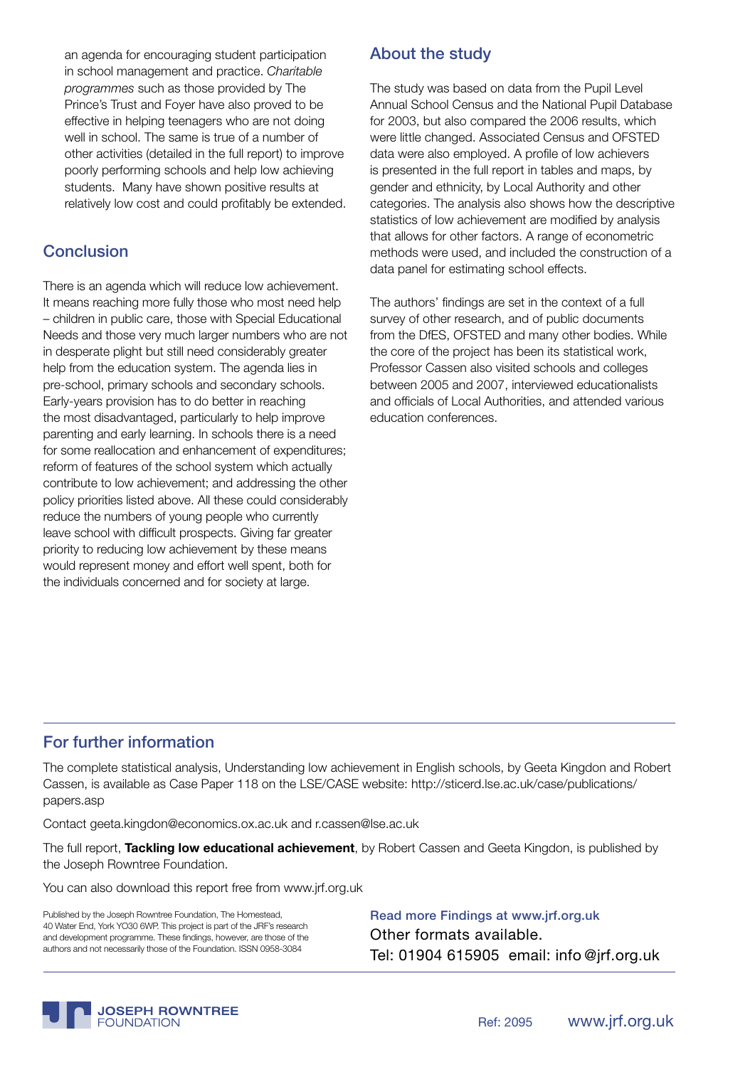an agenda for encouraging student participation in school management and practice. *Charitable programmes* such as those provided by The Prince's Trust and Foyer have also proved to be effective in helping teenagers who are not doing well in school. The same is true of a number of other activities (detailed in the full report) to improve poorly performing schools and help low achieving students. Many have shown positive results at relatively low cost and could profitably be extended.

## Conclusion

There is an agenda which will reduce low achievement. It means reaching more fully those who most need help – children in public care, those with Special Educational Needs and those very much larger numbers who are not in desperate plight but still need considerably greater help from the education system. The agenda lies in pre-school, primary schools and secondary schools. Early-years provision has to do better in reaching the most disadvantaged, particularly to help improve parenting and early learning. In schools there is a need for some reallocation and enhancement of expenditures; reform of features of the school system which actually contribute to low achievement; and addressing the other policy priorities listed above. All these could considerably reduce the numbers of young people who currently leave school with difficult prospects. Giving far greater priority to reducing low achievement by these means would represent money and effort well spent, both for the individuals concerned and for society at large.

## About the study

The study was based on data from the Pupil Level Annual School Census and the National Pupil Database for 2003, but also compared the 2006 results, which were little changed. Associated Census and OFSTED data were also employed. A profile of low achievers is presented in the full report in tables and maps, by gender and ethnicity, by Local Authority and other categories. The analysis also shows how the descriptive statistics of low achievement are modified by analysis that allows for other factors. A range of econometric methods were used, and included the construction of a data panel for estimating school effects.

The authors' findings are set in the context of a full survey of other research, and of public documents from the DfES, OFSTED and many other bodies. While the core of the project has been its statistical work, Professor Cassen also visited schools and colleges between 2005 and 2007, interviewed educationalists and officials of Local Authorities, and attended various education conferences.

## For further information

The complete statistical analysis, Understanding low achievement in English schools, by Geeta Kingdon and Robert Cassen, is available as Case Paper 118 on the LSE/CASE website: http://sticerd.lse.ac.uk/case/publications/papers.asp

Contact geeta.kingdon@economics.ox.ac.uk and r.cassen@lse.ac.uk

The full report, **Tackling low educational achievement**, by Robert Cassen and Geeta Kingdon, is published by the Joseph Rowntree Foundation.

You can also download this report free from www.jrf.org.uk

Published by the Joseph Rowntree Foundation, The Homestead, 40 Water End, York YO30 6WP. This project is part of the JRF's research and development programme. These findings, however, are those of the authors and not necessarily those of the Foundation. ISSN 0958-3084

Read more Findings at www.jrf.org.uk
Other formats available.
Tel: 01904 615905 email: info@jrf.org.uk

JOSEPH ROWNTREE FOUNDATION

Ref: 2095 www.jrf.org.uk